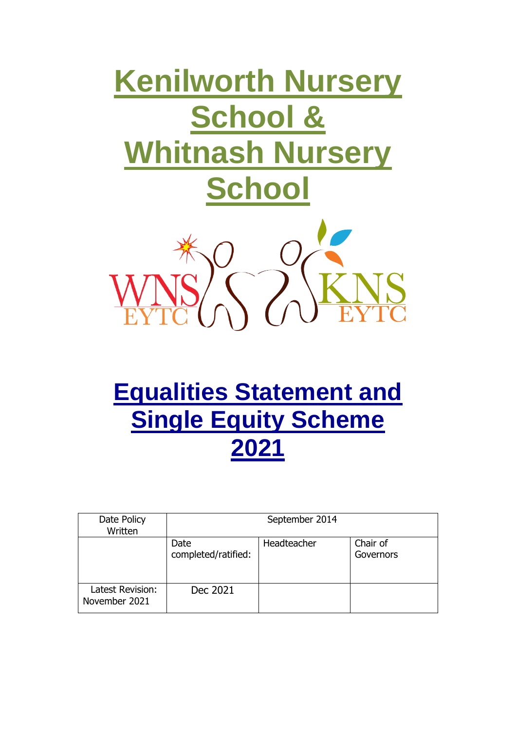# Kenilworth Nursery School & Whitnash Nursery School

WNS EYTC KNS EYTC

# Equalities Statement and Single Equity Scheme 2021

| Date Policy Written | September 2014 | | |
|---|---|---|---|
| | Date completed/ratified: | Headteacher | Chair of Governors |
| Latest Revision: November 2021 | Dec 2021 | | |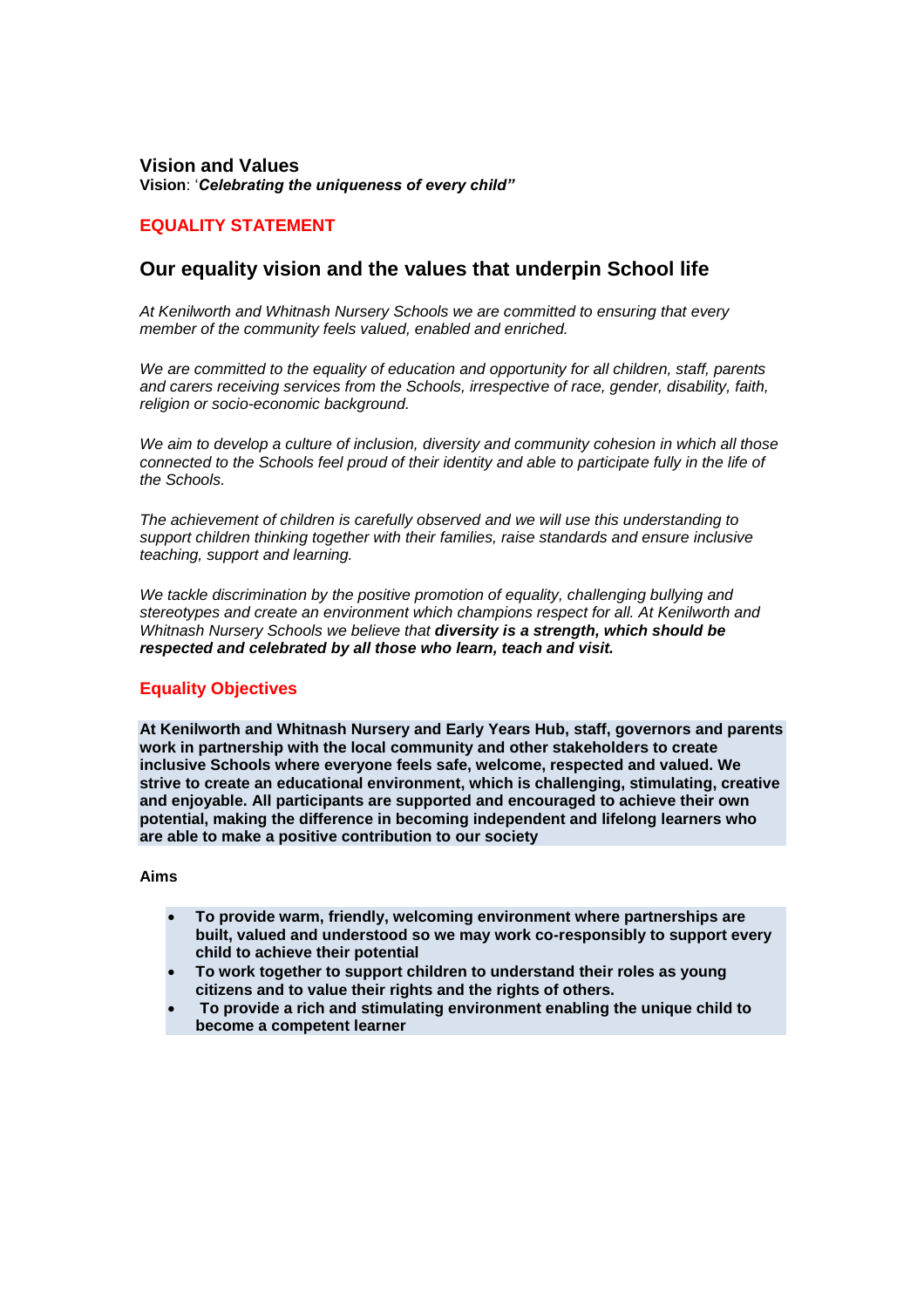## Vision and Values

**Vision**: '*Celebrating the uniqueness of every child"*

## EQUALITY STATEMENT

## Our equality vision and the values that underpin School life

*At Kenilworth and Whitnash Nursery Schools we are committed to ensuring that every member of the community feels valued, enabled and enriched.*

*We are committed to the equality of education and opportunity for all children, staff, parents and carers receiving services from the Schools, irrespective of race, gender, disability, faith, religion or socio-economic background.*

*We aim to develop a culture of inclusion, diversity and community cohesion in which all those connected to the Schools feel proud of their identity and able to participate fully in the life of the Schools.*

*The achievement of children is carefully observed and we will use this understanding to support children thinking together with their families, raise standards and ensure inclusive teaching, support and learning.*

*We tackle discrimination by the positive promotion of equality, challenging bullying and stereotypes and create an environment which champions respect for all. At Kenilworth and Whitnash Nursery Schools we believe that* ***diversity is a strength, which should be respected and celebrated by all those who learn, teach and visit.***

## Equality Objectives

**At Kenilworth and Whitnash Nursery and Early Years Hub, staff, governors and parents work in partnership with the local community and other stakeholders to create inclusive Schools where everyone feels safe, welcome, respected and valued. We strive to create an educational environment, which is challenging, stimulating, creative and enjoyable. All participants are supported and encouraged to achieve their own potential, making the difference in becoming independent and lifelong learners who are able to make a positive contribution to our society**

**Aims**

- **To provide warm, friendly, welcoming environment where partnerships are built, valued and understood so we may work co-responsibly to support every child to achieve their potential**
- **To work together to support children to understand their roles as young citizens and to value their rights and the rights of others.**
- **To provide a rich and stimulating environment enabling the unique child to become a competent learner**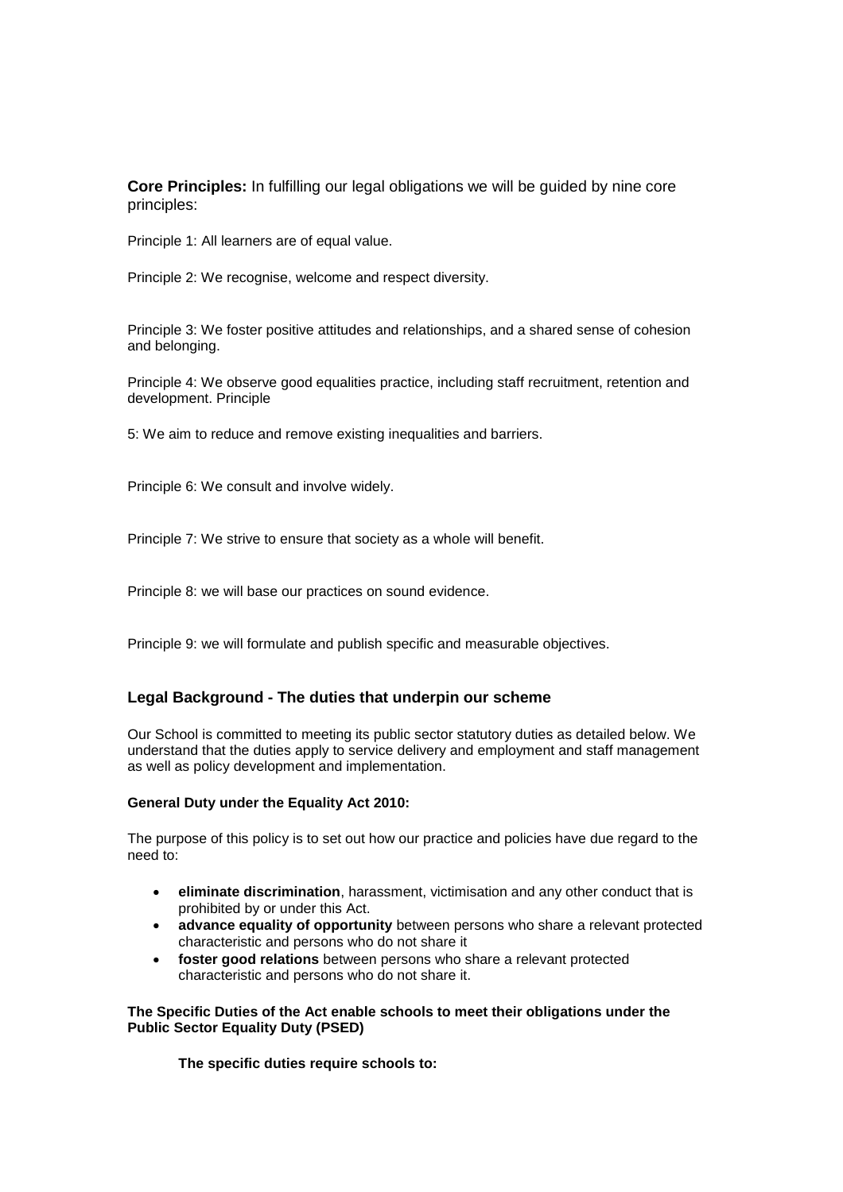**Core Principles:** In fulfilling our legal obligations we will be guided by nine core principles:

Principle 1: All learners are of equal value.

Principle 2: We recognise, welcome and respect diversity.

Principle 3: We foster positive attitudes and relationships, and a shared sense of cohesion and belonging.

Principle 4: We observe good equalities practice, including staff recruitment, retention and development. Principle

5: We aim to reduce and remove existing inequalities and barriers.

Principle 6: We consult and involve widely.

Principle 7: We strive to ensure that society as a whole will benefit.

Principle 8: we will base our practices on sound evidence.

Principle 9: we will formulate and publish specific and measurable objectives.

## Legal Background - The duties that underpin our scheme

Our School is committed to meeting its public sector statutory duties as detailed below. We understand that the duties apply to service delivery and employment and staff management as well as policy development and implementation.

**General Duty under the Equality Act 2010:**

The purpose of this policy is to set out how our practice and policies have due regard to the need to:

- **eliminate discrimination**, harassment, victimisation and any other conduct that is prohibited by or under this Act.
- **advance equality of opportunity** between persons who share a relevant protected characteristic and persons who do not share it
- **foster good relations** between persons who share a relevant protected characteristic and persons who do not share it.

**The Specific Duties of the Act enable schools to meet their obligations under the Public Sector Equality Duty (PSED)**

**The specific duties require schools to:**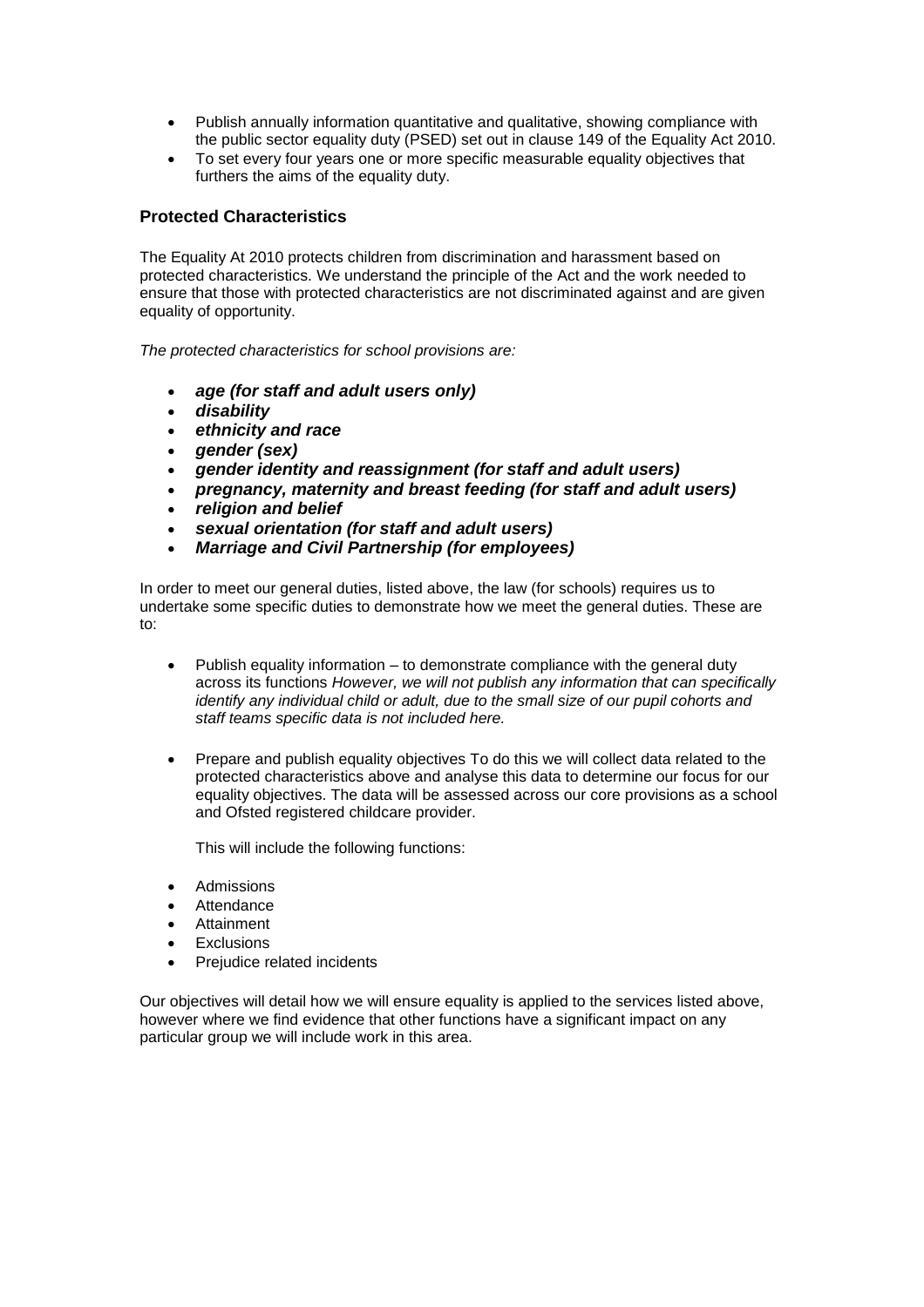- Publish annually information quantitative and qualitative, showing compliance with the public sector equality duty (PSED) set out in clause 149 of the Equality Act 2010.
- To set every four years one or more specific measurable equality objectives that furthers the aims of the equality duty.

### Protected Characteristics

The Equality At 2010 protects children from discrimination and harassment based on protected characteristics. We understand the principle of the Act and the work needed to ensure that those with protected characteristics are not discriminated against and are given equality of opportunity.

*The protected characteristics for school provisions are:*

- ***age (for staff and adult users only)***
- ***disability***
- ***ethnicity and race***
- ***gender (sex)***
- ***gender identity and reassignment (for staff and adult users)***
- ***pregnancy, maternity and breast feeding (for staff and adult users)***
- ***religion and belief***
- ***sexual orientation (for staff and adult users)***
- ***Marriage and Civil Partnership (for employees)***

In order to meet our general duties, listed above, the law (for schools) requires us to undertake some specific duties to demonstrate how we meet the general duties. These are to:

- Publish equality information – to demonstrate compliance with the general duty across its functions *However, we will not publish any information that can specifically identify any individual child or adult, due to the small size of our pupil cohorts and staff teams specific data is not included here.*

- Prepare and publish equality objectives To do this we will collect data related to the protected characteristics above and analyse this data to determine our focus for our equality objectives. The data will be assessed across our core provisions as a school and Ofsted registered childcare provider.

  This will include the following functions:

- Admissions
- Attendance
- Attainment
- Exclusions
- Prejudice related incidents

Our objectives will detail how we will ensure equality is applied to the services listed above, however where we find evidence that other functions have a significant impact on any particular group we will include work in this area.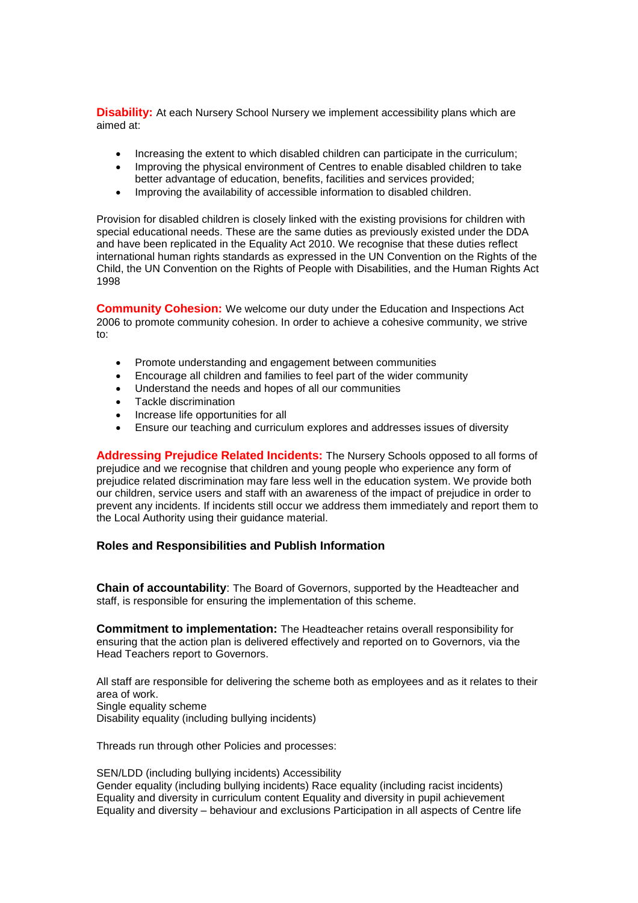**Disability:** At each Nursery School Nursery we implement accessibility plans which are aimed at:

- Increasing the extent to which disabled children can participate in the curriculum;
- Improving the physical environment of Centres to enable disabled children to take better advantage of education, benefits, facilities and services provided;
- Improving the availability of accessible information to disabled children.

Provision for disabled children is closely linked with the existing provisions for children with special educational needs. These are the same duties as previously existed under the DDA and have been replicated in the Equality Act 2010. We recognise that these duties reflect international human rights standards as expressed in the UN Convention on the Rights of the Child, the UN Convention on the Rights of People with Disabilities, and the Human Rights Act 1998

**Community Cohesion:** We welcome our duty under the Education and Inspections Act 2006 to promote community cohesion. In order to achieve a cohesive community, we strive to:

- Promote understanding and engagement between communities
- Encourage all children and families to feel part of the wider community
- Understand the needs and hopes of all our communities
- Tackle discrimination
- Increase life opportunities for all
- Ensure our teaching and curriculum explores and addresses issues of diversity

**Addressing Prejudice Related Incidents:** The Nursery Schools opposed to all forms of prejudice and we recognise that children and young people who experience any form of prejudice related discrimination may fare less well in the education system. We provide both our children, service users and staff with an awareness of the impact of prejudice in order to prevent any incidents. If incidents still occur we address them immediately and report them to the Local Authority using their guidance material.

## Roles and Responsibilities and Publish Information

**Chain of accountability**: The Board of Governors, supported by the Headteacher and staff, is responsible for ensuring the implementation of this scheme.

**Commitment to implementation:** The Headteacher retains overall responsibility for ensuring that the action plan is delivered effectively and reported on to Governors, via the Head Teachers report to Governors.

All staff are responsible for delivering the scheme both as employees and as it relates to their area of work.
Single equality scheme
Disability equality (including bullying incidents)

Threads run through other Policies and processes:

SEN/LDD (including bullying incidents) Accessibility
Gender equality (including bullying incidents) Race equality (including racist incidents)
Equality and diversity in curriculum content Equality and diversity in pupil achievement
Equality and diversity – behaviour and exclusions Participation in all aspects of Centre life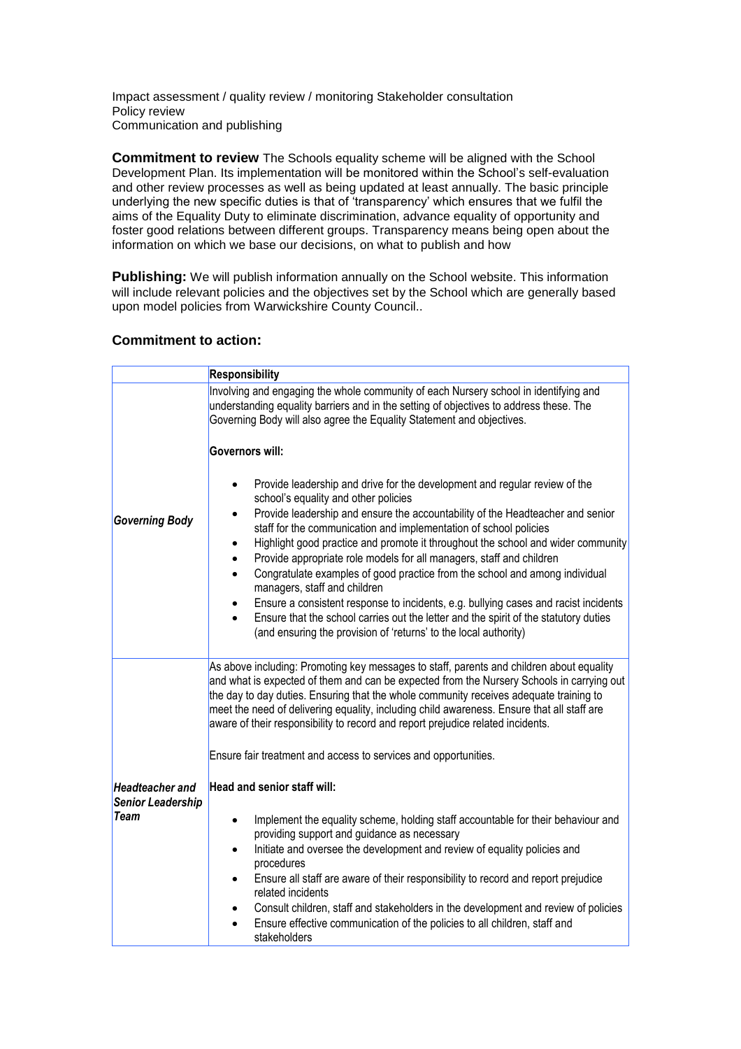Impact assessment / quality review / monitoring Stakeholder consultation
Policy review
Communication and publishing

**Commitment to review** The Schools equality scheme will be aligned with the School Development Plan. Its implementation will be monitored within the School's self-evaluation and other review processes as well as being updated at least annually. The basic principle underlying the new specific duties is that of 'transparency' which ensures that we fulfil the aims of the Equality Duty to eliminate discrimination, advance equality of opportunity and foster good relations between different groups. Transparency means being open about the information on which we base our decisions, on what to publish and how

**Publishing:** We will publish information annually on the School website. This information will include relevant policies and the objectives set by the School which are generally based upon model policies from Warwickshire County Council..

## Commitment to action:

| | **Responsibility** |
|---|---|
| ***Governing Body*** | Involving and engaging the whole community of each Nursery school in identifying and understanding equality barriers and in the setting of objectives to address these. The Governing Body will also agree the Equality Statement and objectives.<br><br>**Governors will:**<br><br>• Provide leadership and drive for the development and regular review of the school's equality and other policies<br>• Provide leadership and ensure the accountability of the Headteacher and senior staff for the communication and implementation of school policies<br>• Highlight good practice and promote it throughout the school and wider community<br>• Provide appropriate role models for all managers, staff and children<br>• Congratulate examples of good practice from the school and among individual managers, staff and children<br>• Ensure a consistent response to incidents, e.g. bullying cases and racist incidents<br>• Ensure that the school carries out the letter and the spirit of the statutory duties (and ensuring the provision of 'returns' to the local authority) |
| ***Headteacher and Senior Leadership Team*** | As above including: Promoting key messages to staff, parents and children about equality and what is expected of them and can be expected from the Nursery Schools in carrying out the day to day duties. Ensuring that the whole community receives adequate training to meet the need of delivering equality, including child awareness. Ensure that all staff are aware of their responsibility to record and report prejudice related incidents.<br><br>Ensure fair treatment and access to services and opportunities.<br><br>**Head and senior staff will:**<br><br>• Implement the equality scheme, holding staff accountable for their behaviour and providing support and guidance as necessary<br>• Initiate and oversee the development and review of equality policies and procedures<br>• Ensure all staff are aware of their responsibility to record and report prejudice related incidents<br>• Consult children, staff and stakeholders in the development and review of policies<br>• Ensure effective communication of the policies to all children, staff and stakeholders |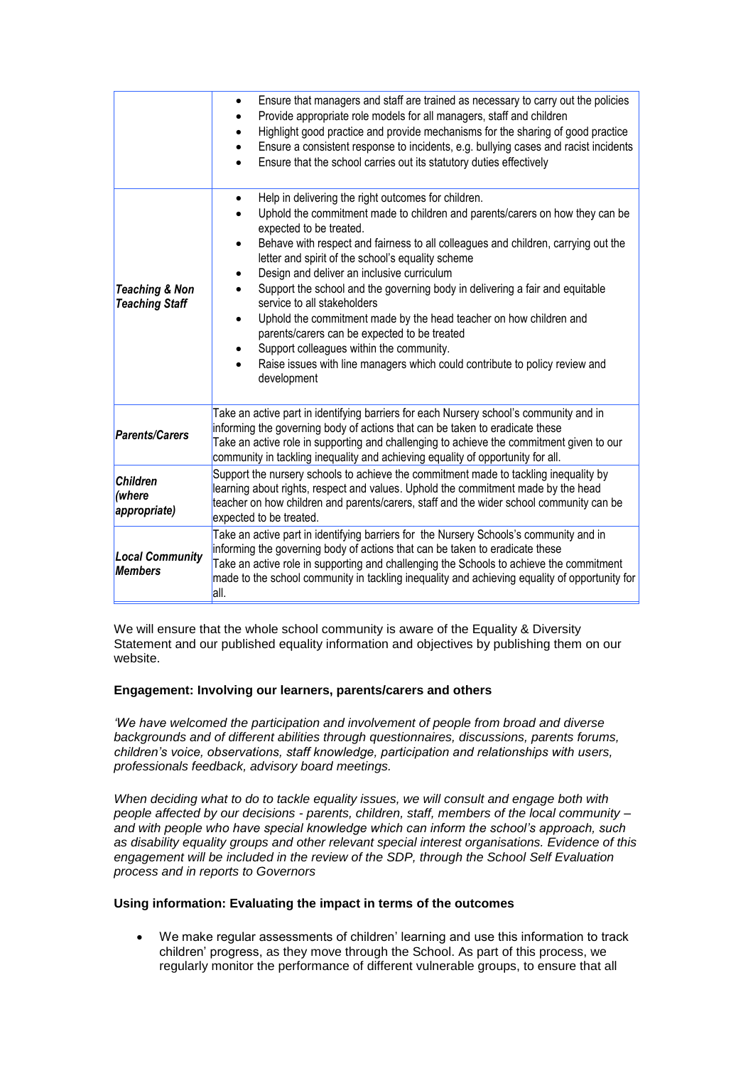| | |
|---|---|
| | • Ensure that managers and staff are trained as necessary to carry out the policies<br>• Provide appropriate role models for all managers, staff and children<br>• Highlight good practice and provide mechanisms for the sharing of good practice<br>• Ensure a consistent response to incidents, e.g. bullying cases and racist incidents<br>• Ensure that the school carries out its statutory duties effectively |
| ***Teaching & Non Teaching Staff*** | • Help in delivering the right outcomes for children.<br>• Uphold the commitment made to children and parents/carers on how they can be expected to be treated.<br>• Behave with respect and fairness to all colleagues and children, carrying out the letter and spirit of the school's equality scheme<br>• Design and deliver an inclusive curriculum<br>• Support the school and the governing body in delivering a fair and equitable service to all stakeholders<br>• Uphold the commitment made by the head teacher on how children and parents/carers can be expected to be treated<br>• Support colleagues within the community.<br>• Raise issues with line managers which could contribute to policy review and development |
| ***Parents/Carers*** | Take an active part in identifying barriers for each Nursery school's community and in informing the governing body of actions that can be taken to eradicate these<br>Take an active role in supporting and challenging to achieve the commitment given to our community in tackling inequality and achieving equality of opportunity for all. |
| ***Children (where appropriate)*** | Support the nursery schools to achieve the commitment made to tackling inequality by learning about rights, respect and values. Uphold the commitment made by the head teacher on how children and parents/carers, staff and the wider school community can be expected to be treated. |
| ***Local Community Members*** | Take an active part in identifying barriers for the Nursery Schools's community and in informing the governing body of actions that can be taken to eradicate these<br>Take an active role in supporting and challenging the Schools to achieve the commitment made to the school community in tackling inequality and achieving equality of opportunity for all. |

We will ensure that the whole school community is aware of the Equality & Diversity Statement and our published equality information and objectives by publishing them on our website.

**Engagement: Involving our learners, parents/carers and others**

*'We have welcomed the participation and involvement of people from broad and diverse backgrounds and of different abilities through questionnaires, discussions, parents forums, children's voice, observations, staff knowledge, participation and relationships with users, professionals feedback, advisory board meetings.*

*When deciding what to do to tackle equality issues, we will consult and engage both with people affected by our decisions - parents, children, staff, members of the local community – and with people who have special knowledge which can inform the school's approach, such as disability equality groups and other relevant special interest organisations. Evidence of this engagement will be included in the review of the SDP, through the School Self Evaluation process and in reports to Governors*

**Using information: Evaluating the impact in terms of the outcomes**

- We make regular assessments of children' learning and use this information to track children' progress, as they move through the School. As part of this process, we regularly monitor the performance of different vulnerable groups, to ensure that all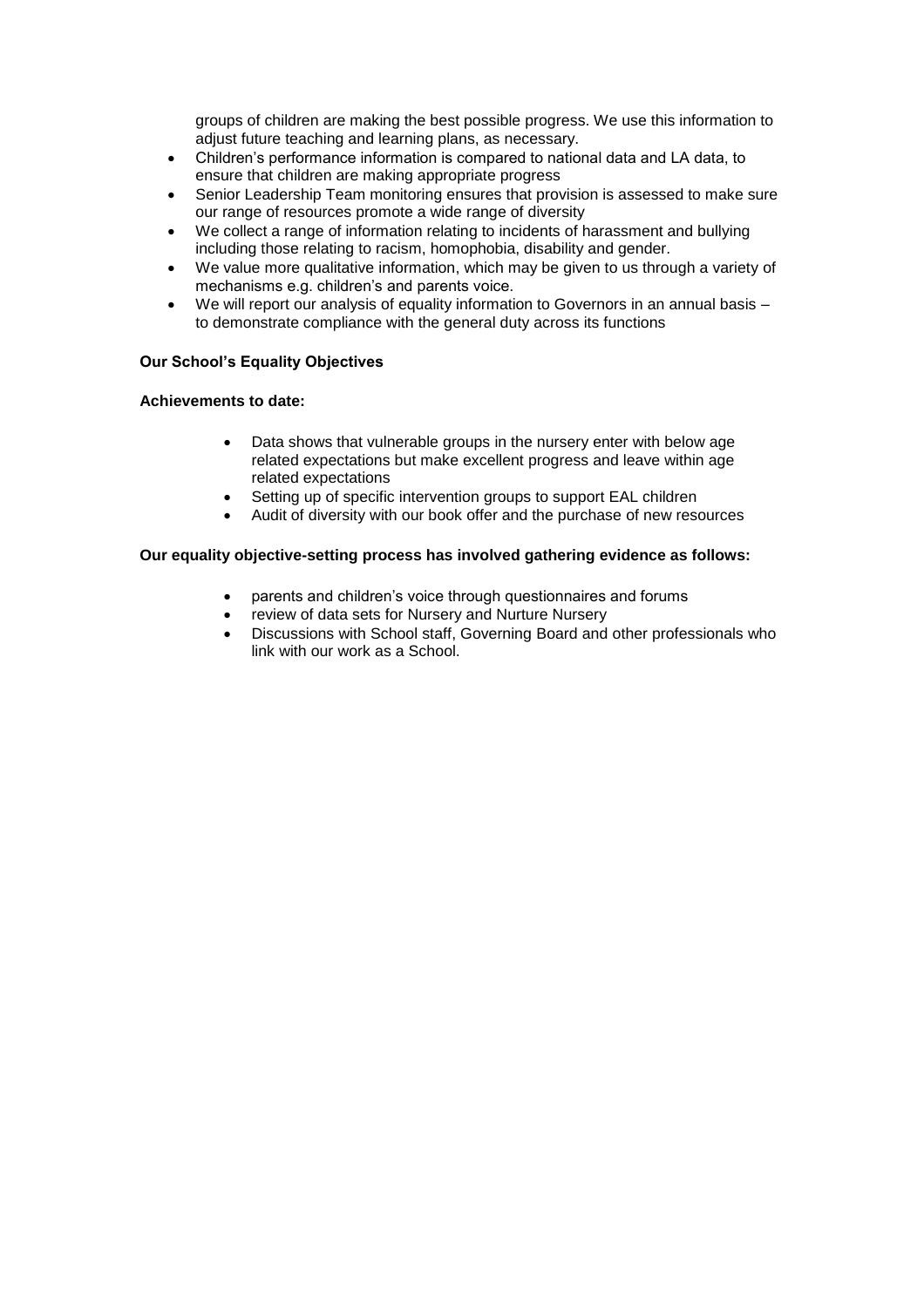groups of children are making the best possible progress. We use this information to adjust future teaching and learning plans, as necessary.

- Children's performance information is compared to national data and LA data, to ensure that children are making appropriate progress
- Senior Leadership Team monitoring ensures that provision is assessed to make sure our range of resources promote a wide range of diversity
- We collect a range of information relating to incidents of harassment and bullying including those relating to racism, homophobia, disability and gender.
- We value more qualitative information, which may be given to us through a variety of mechanisms e.g. children's and parents voice.
- We will report our analysis of equality information to Governors in an annual basis – to demonstrate compliance with the general duty across its functions

**Our School's Equality Objectives**

**Achievements to date:**

- Data shows that vulnerable groups in the nursery enter with below age related expectations but make excellent progress and leave within age related expectations
- Setting up of specific intervention groups to support EAL children
- Audit of diversity with our book offer and the purchase of new resources

**Our equality objective-setting process has involved gathering evidence as follows:**

- parents and children's voice through questionnaires and forums
- review of data sets for Nursery and Nurture Nursery
- Discussions with School staff, Governing Board and other professionals who link with our work as a School.